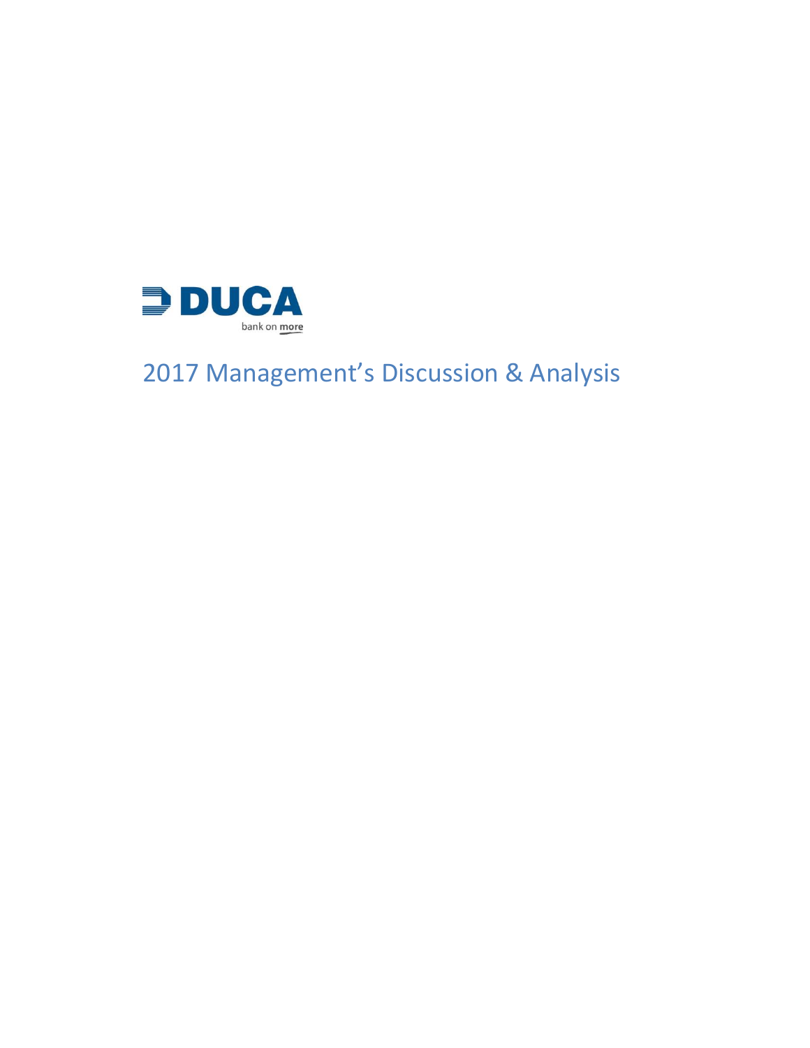DUCA

bank on more

# 2017 Management's Discussion & Analysis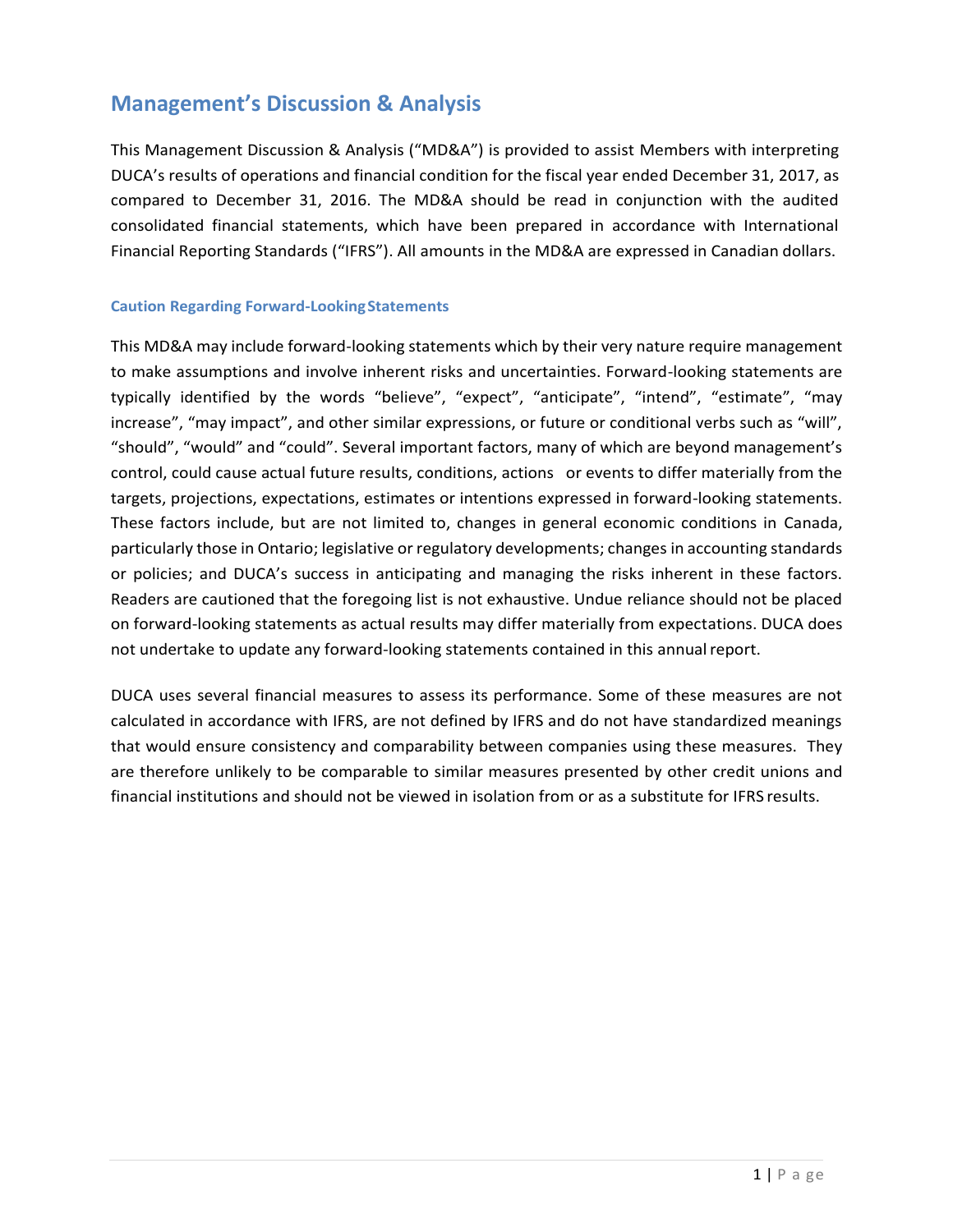# Management's Discussion & Analysis

This Management Discussion & Analysis ("MD&A") is provided to assist Members with interpreting DUCA's results of operations and financial condition for the fiscal year ended December 31, 2017, as compared to December 31, 2016. The MD&A should be read in conjunction with the audited consolidated financial statements, which have been prepared in accordance with International Financial Reporting Standards ("IFRS"). All amounts in the MD&A are expressed in Canadian dollars.

### Caution Regarding Forward-Looking Statements

This MD&A may include forward-looking statements which by their very nature require management to make assumptions and involve inherent risks and uncertainties. Forward-looking statements are typically identified by the words "believe", "expect", "anticipate", "intend", "estimate", "may increase", "may impact", and other similar expressions, or future or conditional verbs such as "will", "should", "would" and "could". Several important factors, many of which are beyond management's control, could cause actual future results, conditions, actions or events to differ materially from the targets, projections, expectations, estimates or intentions expressed in forward-looking statements. These factors include, but are not limited to, changes in general economic conditions in Canada, particularly those in Ontario; legislative or regulatory developments; changes in accounting standards or policies; and DUCA's success in anticipating and managing the risks inherent in these factors. Readers are cautioned that the foregoing list is not exhaustive. Undue reliance should not be placed on forward-looking statements as actual results may differ materially from expectations. DUCA does not undertake to update any forward-looking statements contained in this annual report.

DUCA uses several financial measures to assess its performance. Some of these measures are not calculated in accordance with IFRS, are not defined by IFRS and do not have standardized meanings that would ensure consistency and comparability between companies using these measures. They are therefore unlikely to be comparable to similar measures presented by other credit unions and financial institutions and should not be viewed in isolation from or as a substitute for IFRS results.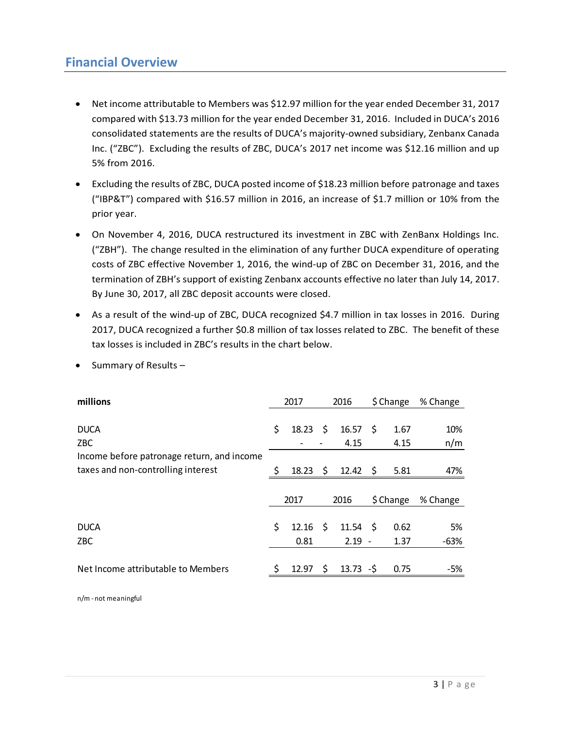## Financial Overview

- Net income attributable to Members was $12.97 million for the year ended December 31, 2017 compared with $13.73 million for the year ended December 31, 2016. Included in DUCA's 2016 consolidated statements are the results of DUCA's majority-owned subsidiary, Zenbanx Canada Inc. ("ZBC"). Excluding the results of ZBC, DUCA's 2017 net income was $12.16 million and up 5% from 2016.
- Excluding the results of ZBC, DUCA posted income of $18.23 million before patronage and taxes ("IBP&T") compared with $16.57 million in 2016, an increase of $1.7 million or 10% from the prior year.
- On November 4, 2016, DUCA restructured its investment in ZBC with ZenBanx Holdings Inc. ("ZBH"). The change resulted in the elimination of any further DUCA expenditure of operating costs of ZBC effective November 1, 2016, the wind-up of ZBC on December 31, 2016, and the termination of ZBH's support of existing Zenbanx accounts effective no later than July 14, 2017. By June 30, 2017, all ZBC deposit accounts were closed.
- As a result of the wind-up of ZBC, DUCA recognized $4.7 million in tax losses in 2016. During 2017, DUCA recognized a further $0.8 million of tax losses related to ZBC. The benefit of these tax losses is included in ZBC's results in the chart below.
- Summary of Results –

| **millions** | 2017 | 2016 | $ Change | % Change |
|---|---|---|---|---|
| DUCA | $ 18.23 | $ 16.57 | $ 1.67 | 10% |
| ZBC | - | - 4.15 | 4.15 | n/m |
| Income before patronage return, and income taxes and non-controlling interest | $ 18.23 | $ 12.42 | $ 5.81 | 47% |

| | 2017 | 2016 | $ Change | % Change |
|---|---|---|---|---|
| DUCA | $ 12.16 | $ 11.54 | $ 0.62 | 5% |
| ZBC | 0.81 | 2.19 | - 1.37 | -63% |
| Net Income attributable to Members | $ 12.97 | $ 13.73 | -$ 0.75 | -5% |

n/m - not meaningful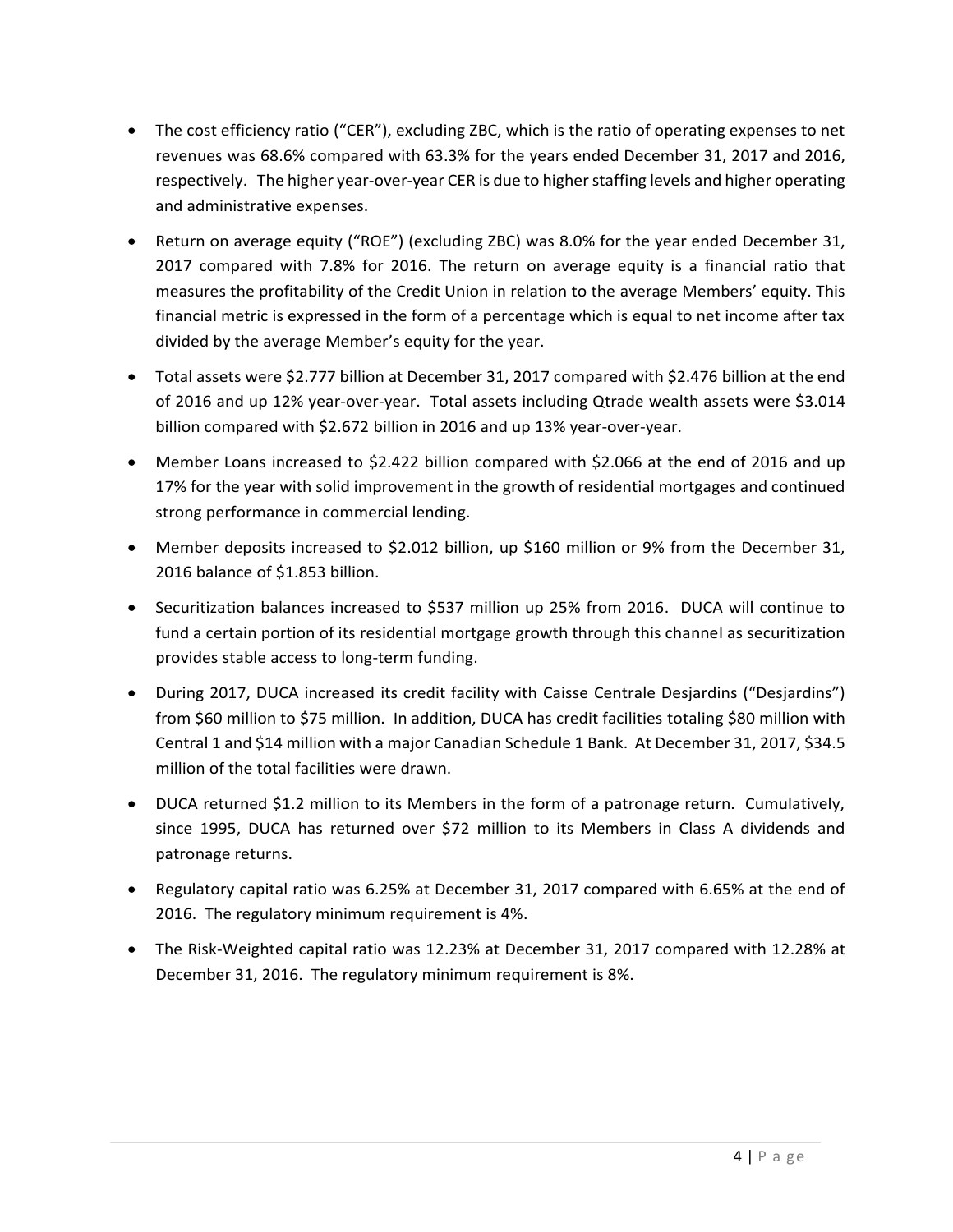- The cost efficiency ratio ("CER"), excluding ZBC, which is the ratio of operating expenses to net revenues was 68.6% compared with 63.3% for the years ended December 31, 2017 and 2016, respectively. The higher year-over-year CER is due to higher staffing levels and higher operating and administrative expenses.
- Return on average equity ("ROE") (excluding ZBC) was 8.0% for the year ended December 31, 2017 compared with 7.8% for 2016. The return on average equity is a financial ratio that measures the profitability of the Credit Union in relation to the average Members' equity. This financial metric is expressed in the form of a percentage which is equal to net income after tax divided by the average Member's equity for the year.
- Total assets were $2.777 billion at December 31, 2017 compared with $2.476 billion at the end of 2016 and up 12% year-over-year. Total assets including Qtrade wealth assets were $3.014 billion compared with $2.672 billion in 2016 and up 13% year-over-year.
- Member Loans increased to $2.422 billion compared with $2.066 at the end of 2016 and up 17% for the year with solid improvement in the growth of residential mortgages and continued strong performance in commercial lending.
- Member deposits increased to $2.012 billion, up $160 million or 9% from the December 31, 2016 balance of $1.853 billion.
- Securitization balances increased to $537 million up 25% from 2016. DUCA will continue to fund a certain portion of its residential mortgage growth through this channel as securitization provides stable access to long-term funding.
- During 2017, DUCA increased its credit facility with Caisse Centrale Desjardins ("Desjardins") from $60 million to $75 million. In addition, DUCA has credit facilities totaling $80 million with Central 1 and $14 million with a major Canadian Schedule 1 Bank. At December 31, 2017, $34.5 million of the total facilities were drawn.
- DUCA returned $1.2 million to its Members in the form of a patronage return. Cumulatively, since 1995, DUCA has returned over $72 million to its Members in Class A dividends and patronage returns.
- Regulatory capital ratio was 6.25% at December 31, 2017 compared with 6.65% at the end of 2016. The regulatory minimum requirement is 4%.
- The Risk-Weighted capital ratio was 12.23% at December 31, 2017 compared with 12.28% at December 31, 2016. The regulatory minimum requirement is 8%.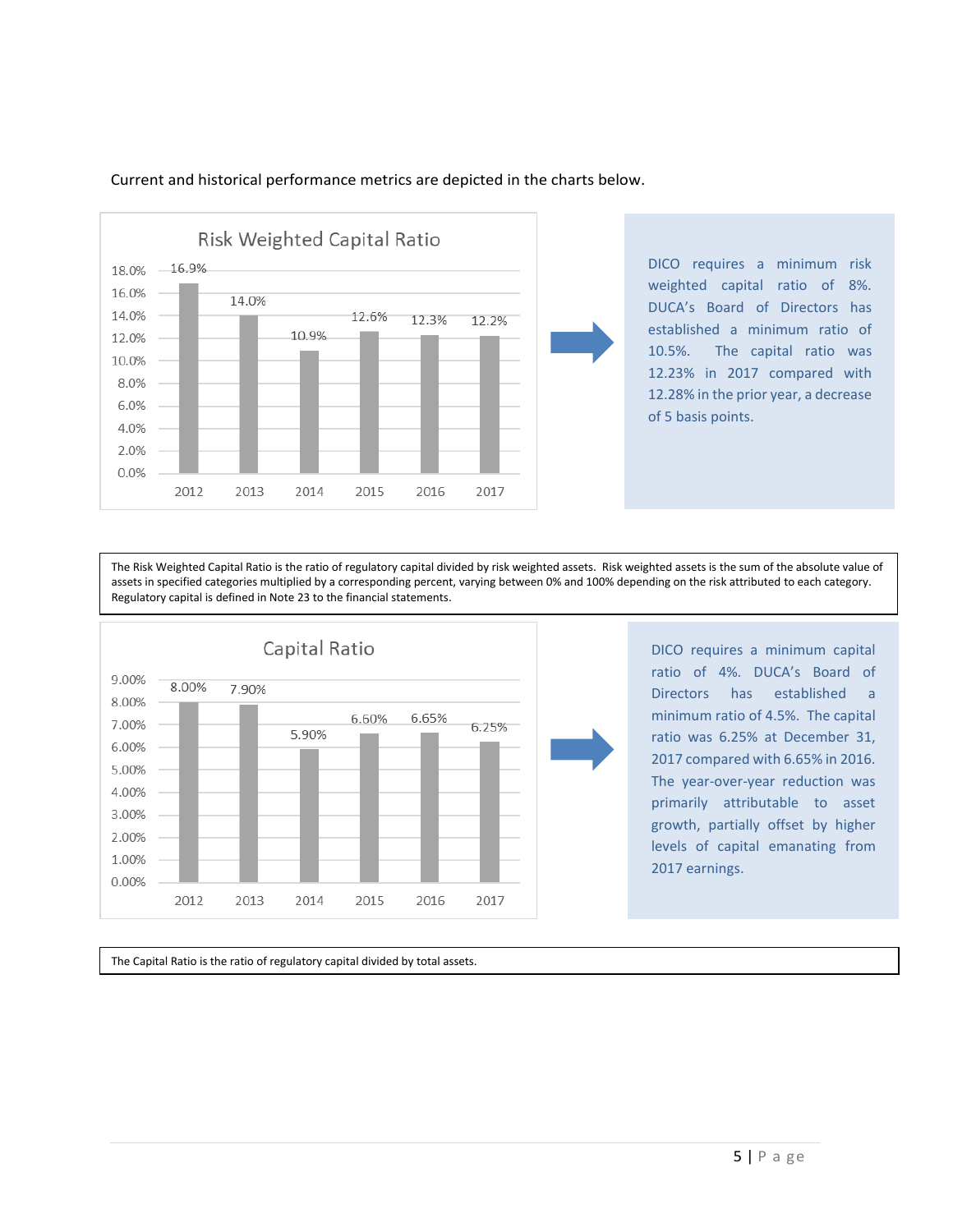Current and historical performance metrics are depicted in the charts below.

**Risk Weighted Capital Ratio**

| Year | Risk Weighted Capital Ratio |
|---|---|
| 2012 | 16.9% |
| 2013 | 14.0% |
| 2014 | 10.9% |
| 2015 | 12.6% |
| 2016 | 12.3% |
| 2017 | 12.2% |

DICO requires a minimum risk weighted capital ratio of 8%. DUCA's Board of Directors has established a minimum ratio of 10.5%. The capital ratio was 12.23% in 2017 compared with 12.28% in the prior year, a decrease of 5 basis points.

The Risk Weighted Capital Ratio is the ratio of regulatory capital divided by risk weighted assets. Risk weighted assets is the sum of the absolute value of assets in specified categories multiplied by a corresponding percent, varying between 0% and 100% depending on the risk attributed to each category. Regulatory capital is defined in Note 23 to the financial statements.

**Capital Ratio**

| Year | Capital Ratio |
|---|---|
| 2012 | 8.00% |
| 2013 | 7.90% |
| 2014 | 5.90% |
| 2015 | 6.60% |
| 2016 | 6.65% |
| 2017 | 6.25% |

DICO requires a minimum capital ratio of 4%. DUCA's Board of Directors has established a minimum ratio of 4.5%. The capital ratio was 6.25% at December 31, 2017 compared with 6.65% in 2016. The year-over-year reduction was primarily attributable to asset growth, partially offset by higher levels of capital emanating from 2017 earnings.

The Capital Ratio is the ratio of regulatory capital divided by total assets.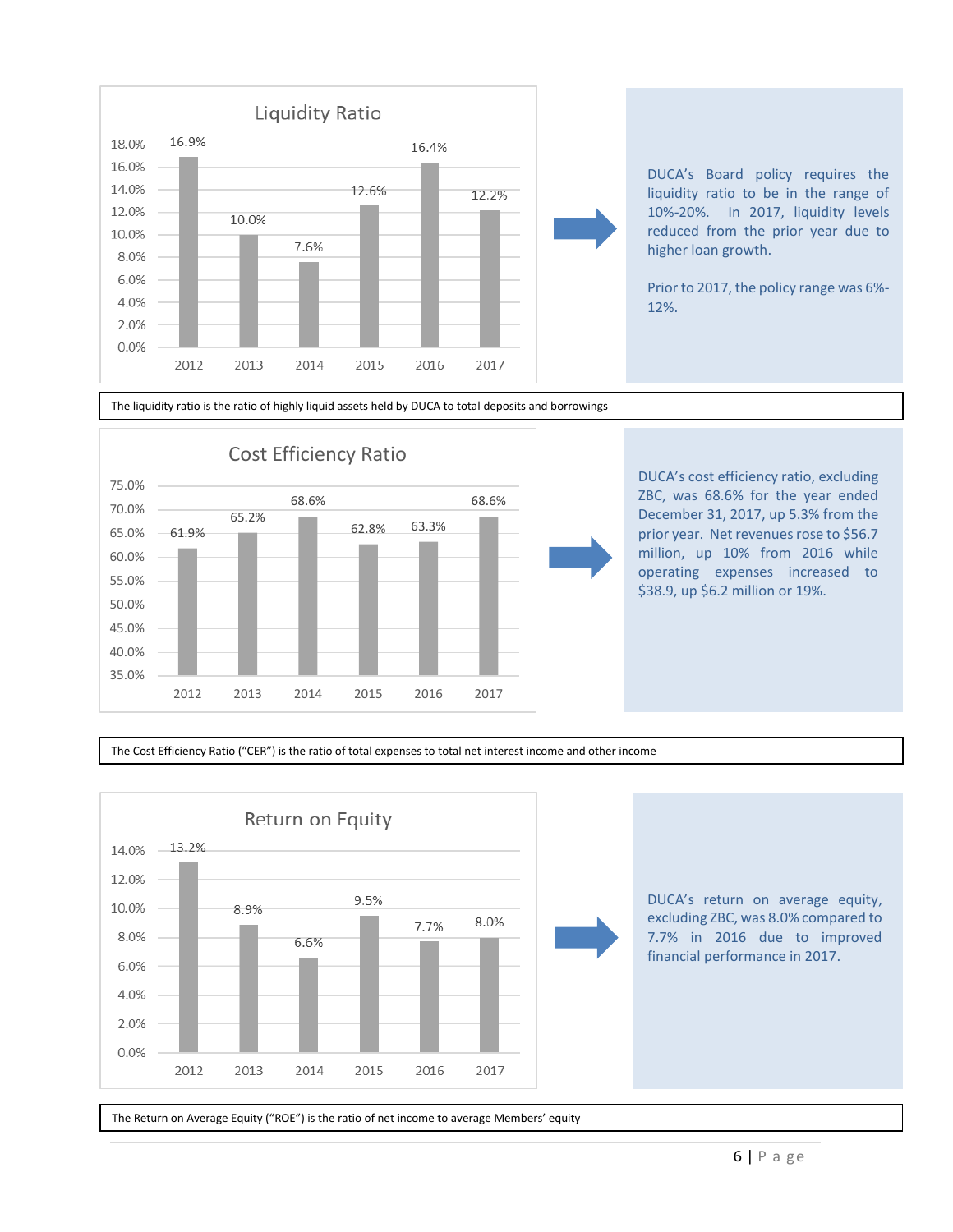## Liquidity Ratio

| Year | Liquidity Ratio |
|---|---|
| 2012 | 16.9% |
| 2013 | 10.0% |
| 2014 | 7.6% |
| 2015 | 12.6% |
| 2016 | 16.4% |
| 2017 | 12.2% |

DUCA's Board policy requires the liquidity ratio to be in the range of 10%-20%. In 2017, liquidity levels reduced from the prior year due to higher loan growth.

Prior to 2017, the policy range was 6%-12%.

The liquidity ratio is the ratio of highly liquid assets held by DUCA to total deposits and borrowings

## Cost Efficiency Ratio

| Year | Cost Efficiency Ratio |
|---|---|
| 2012 | 61.9% |
| 2013 | 65.2% |
| 2014 | 68.6% |
| 2015 | 62.8% |
| 2016 | 63.3% |
| 2017 | 68.6% |

DUCA's cost efficiency ratio, excluding ZBC, was 68.6% for the year ended December 31, 2017, up 5.3% from the prior year. Net revenues rose to $56.7 million, up 10% from 2016 while operating expenses increased to $38.9, up $6.2 million or 19%.

The Cost Efficiency Ratio ("CER") is the ratio of total expenses to total net interest income and other income

## Return on Equity

| Year | Return on Equity |
|---|---|
| 2012 | 13.2% |
| 2013 | 8.9% |
| 2014 | 6.6% |
| 2015 | 9.5% |
| 2016 | 7.7% |
| 2017 | 8.0% |

DUCA's return on average equity, excluding ZBC, was 8.0% compared to 7.7% in 2016 due to improved financial performance in 2017.

The Return on Average Equity ("ROE") is the ratio of net income to average Members' equity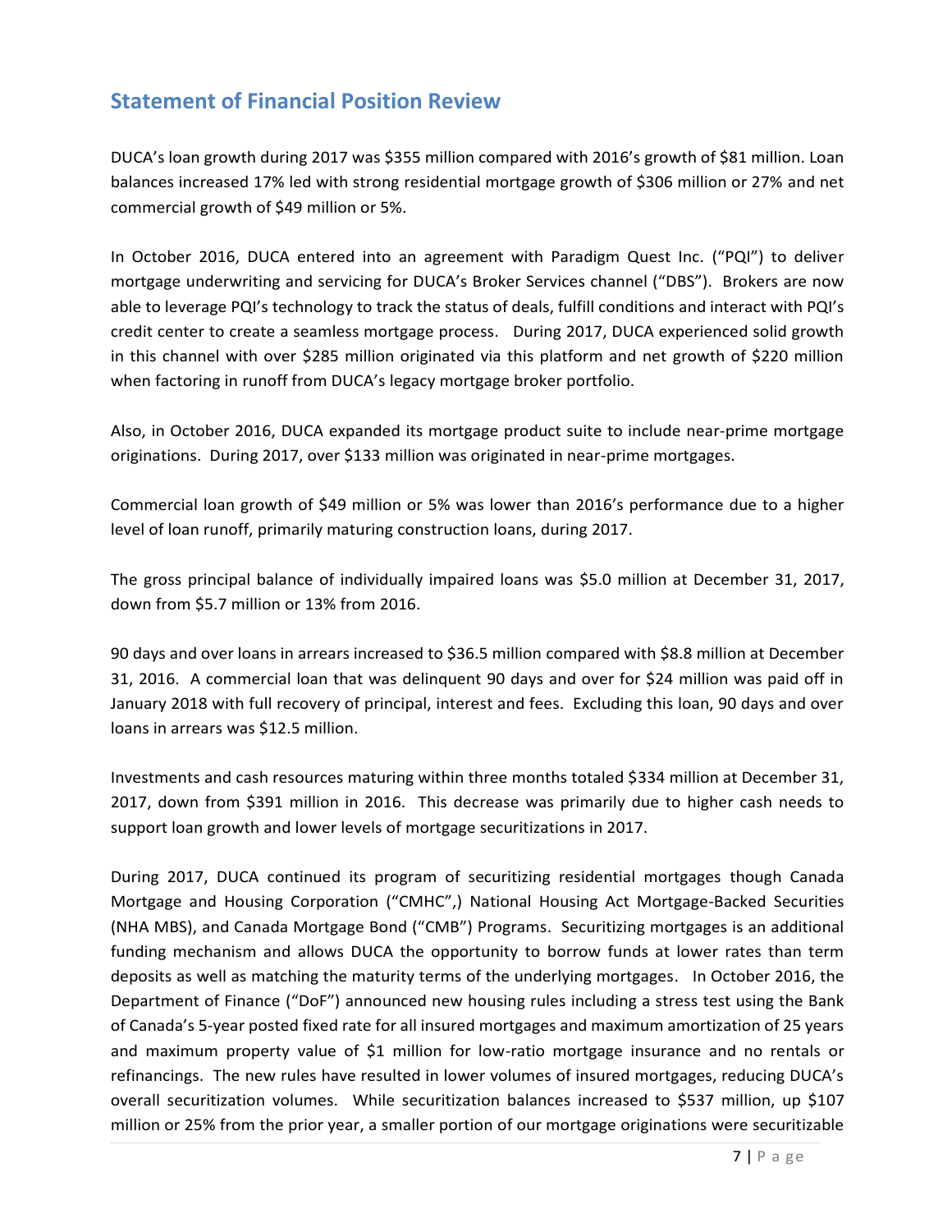## Statement of Financial Position Review

DUCA's loan growth during 2017 was $355 million compared with 2016's growth of $81 million. Loan balances increased 17% led with strong residential mortgage growth of $306 million or 27% and net commercial growth of $49 million or 5%.

In October 2016, DUCA entered into an agreement with Paradigm Quest Inc. ("PQI") to deliver mortgage underwriting and servicing for DUCA's Broker Services channel ("DBS"). Brokers are now able to leverage PQI's technology to track the status of deals, fulfill conditions and interact with PQI's credit center to create a seamless mortgage process. During 2017, DUCA experienced solid growth in this channel with over $285 million originated via this platform and net growth of $220 million when factoring in runoff from DUCA's legacy mortgage broker portfolio.

Also, in October 2016, DUCA expanded its mortgage product suite to include near-prime mortgage originations. During 2017, over $133 million was originated in near-prime mortgages.

Commercial loan growth of $49 million or 5% was lower than 2016's performance due to a higher level of loan runoff, primarily maturing construction loans, during 2017.

The gross principal balance of individually impaired loans was $5.0 million at December 31, 2017, down from $5.7 million or 13% from 2016.

90 days and over loans in arrears increased to $36.5 million compared with $8.8 million at December 31, 2016. A commercial loan that was delinquent 90 days and over for $24 million was paid off in January 2018 with full recovery of principal, interest and fees. Excluding this loan, 90 days and over loans in arrears was $12.5 million.

Investments and cash resources maturing within three months totaled $334 million at December 31, 2017, down from $391 million in 2016. This decrease was primarily due to higher cash needs to support loan growth and lower levels of mortgage securitizations in 2017.

During 2017, DUCA continued its program of securitizing residential mortgages though Canada Mortgage and Housing Corporation ("CMHC",) National Housing Act Mortgage-Backed Securities (NHA MBS), and Canada Mortgage Bond ("CMB") Programs. Securitizing mortgages is an additional funding mechanism and allows DUCA the opportunity to borrow funds at lower rates than term deposits as well as matching the maturity terms of the underlying mortgages. In October 2016, the Department of Finance ("DoF") announced new housing rules including a stress test using the Bank of Canada's 5-year posted fixed rate for all insured mortgages and maximum amortization of 25 years and maximum property value of $1 million for low-ratio mortgage insurance and no rentals or refinancings. The new rules have resulted in lower volumes of insured mortgages, reducing DUCA's overall securitization volumes. While securitization balances increased to $537 million, up $107 million or 25% from the prior year, a smaller portion of our mortgage originations were securitizable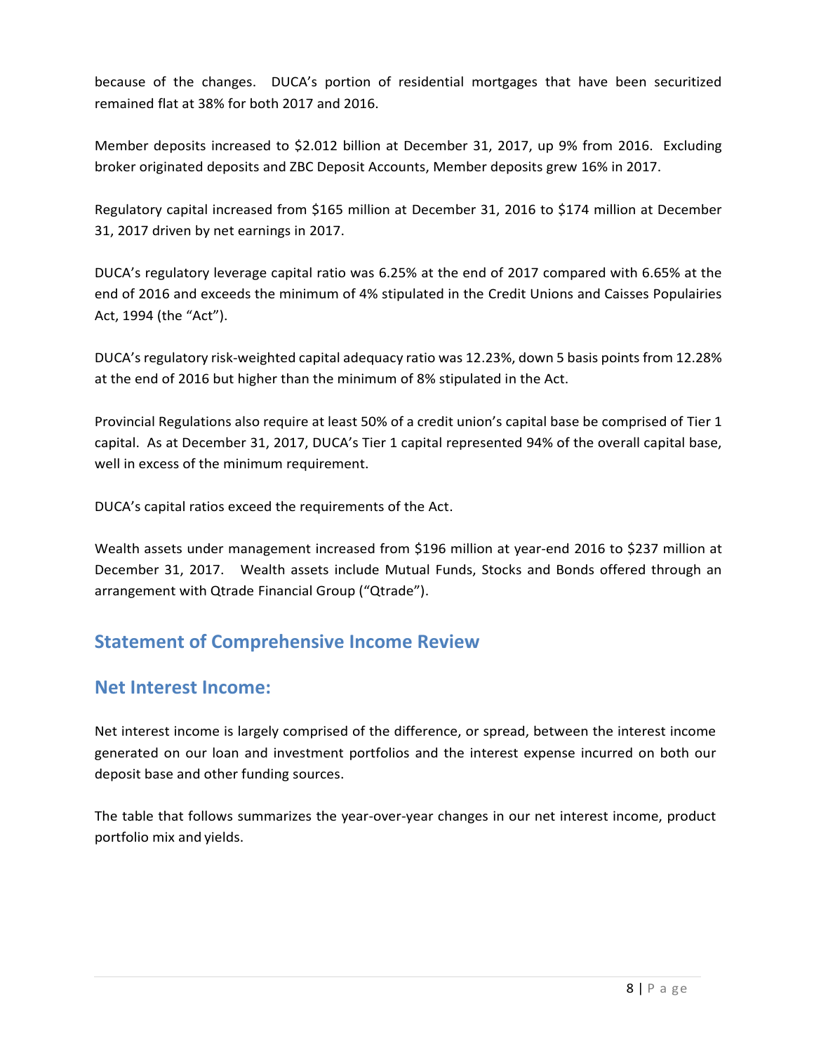because of the changes. DUCA's portion of residential mortgages that have been securitized remained flat at 38% for both 2017 and 2016.

Member deposits increased to $2.012 billion at December 31, 2017, up 9% from 2016. Excluding broker originated deposits and ZBC Deposit Accounts, Member deposits grew 16% in 2017.

Regulatory capital increased from $165 million at December 31, 2016 to $174 million at December 31, 2017 driven by net earnings in 2017.

DUCA's regulatory leverage capital ratio was 6.25% at the end of 2017 compared with 6.65% at the end of 2016 and exceeds the minimum of 4% stipulated in the Credit Unions and Caisses Populairies Act, 1994 (the "Act").

DUCA's regulatory risk-weighted capital adequacy ratio was 12.23%, down 5 basis points from 12.28% at the end of 2016 but higher than the minimum of 8% stipulated in the Act.

Provincial Regulations also require at least 50% of a credit union's capital base be comprised of Tier 1 capital. As at December 31, 2017, DUCA's Tier 1 capital represented 94% of the overall capital base, well in excess of the minimum requirement.

DUCA's capital ratios exceed the requirements of the Act.

Wealth assets under management increased from $196 million at year-end 2016 to $237 million at December 31, 2017. Wealth assets include Mutual Funds, Stocks and Bonds offered through an arrangement with Qtrade Financial Group ("Qtrade").

## Statement of Comprehensive Income Review

## Net Interest Income:

Net interest income is largely comprised of the difference, or spread, between the interest income generated on our loan and investment portfolios and the interest expense incurred on both our deposit base and other funding sources.

The table that follows summarizes the year-over-year changes in our net interest income, product portfolio mix and yields.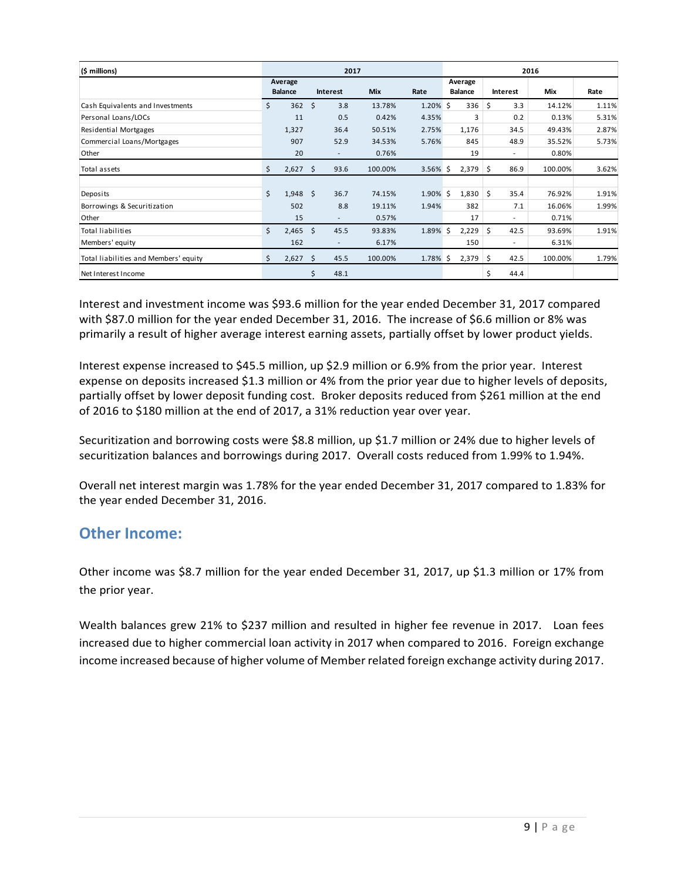| ($ millions) | 2017 | | | | 2016 | | | |
|---|---|---|---|---|---|---|---|---|
| | Average Balance | Interest | Mix | Rate | Average Balance | Interest | Mix | Rate |
| Cash Equivalents and Investments | $ 362 | $ 3.8 | 13.78% | 1.20% | $ 336 | $ 3.3 | 14.12% | 1.11% |
| Personal Loans/LOCs | 11 | 0.5 | 0.42% | 4.35% | 3 | 0.2 | 0.13% | 5.31% |
| Residential Mortgages | 1,327 | 36.4 | 50.51% | 2.75% | 1,176 | 34.5 | 49.43% | 2.87% |
| Commercial Loans/Mortgages | 907 | 52.9 | 34.53% | 5.76% | 845 | 48.9 | 35.52% | 5.73% |
| Other | 20 | - | 0.76% | | 19 | - | 0.80% | |
| Total assets | $ 2,627 | $ 93.6 | 100.00% | 3.56% | $ 2,379 | $ 86.9 | 100.00% | 3.62% |
| | | | | | | | | |
| Deposits | $ 1,948 | $ 36.7 | 74.15% | 1.90% | $ 1,830 | $ 35.4 | 76.92% | 1.91% |
| Borrowings & Securitization | 502 | 8.8 | 19.11% | 1.94% | 382 | 7.1 | 16.06% | 1.99% |
| Other | 15 | - | 0.57% | | 17 | - | 0.71% | |
| Total liabilities | $ 2,465 | $ 45.5 | 93.83% | 1.89% | $ 2,229 | $ 42.5 | 93.69% | 1.91% |
| Members' equity | 162 | - | 6.17% | | 150 | - | 6.31% | |
| Total liabilities and Members' equity | $ 2,627 | $ 45.5 | 100.00% | 1.78% | $ 2,379 | $ 42.5 | 100.00% | 1.79% |
| Net Interest Income | | $ 48.1 | | | | $ 44.4 | | |

Interest and investment income was $93.6 million for the year ended December 31, 2017 compared with $87.0 million for the year ended December 31, 2016. The increase of $6.6 million or 8% was primarily a result of higher average interest earning assets, partially offset by lower product yields.

Interest expense increased to $45.5 million, up $2.9 million or 6.9% from the prior year. Interest expense on deposits increased $1.3 million or 4% from the prior year due to higher levels of deposits, partially offset by lower deposit funding cost. Broker deposits reduced from $261 million at the end of 2016 to $180 million at the end of 2017, a 31% reduction year over year.

Securitization and borrowing costs were $8.8 million, up $1.7 million or 24% due to higher levels of securitization balances and borrowings during 2017. Overall costs reduced from 1.99% to 1.94%.

Overall net interest margin was 1.78% for the year ended December 31, 2017 compared to 1.83% for the year ended December 31, 2016.

## Other Income:

Other income was $8.7 million for the year ended December 31, 2017, up $1.3 million or 17% from the prior year.

Wealth balances grew 21% to $237 million and resulted in higher fee revenue in 2017. Loan fees increased due to higher commercial loan activity in 2017 when compared to 2016. Foreign exchange income increased because of higher volume of Member related foreign exchange activity during 2017.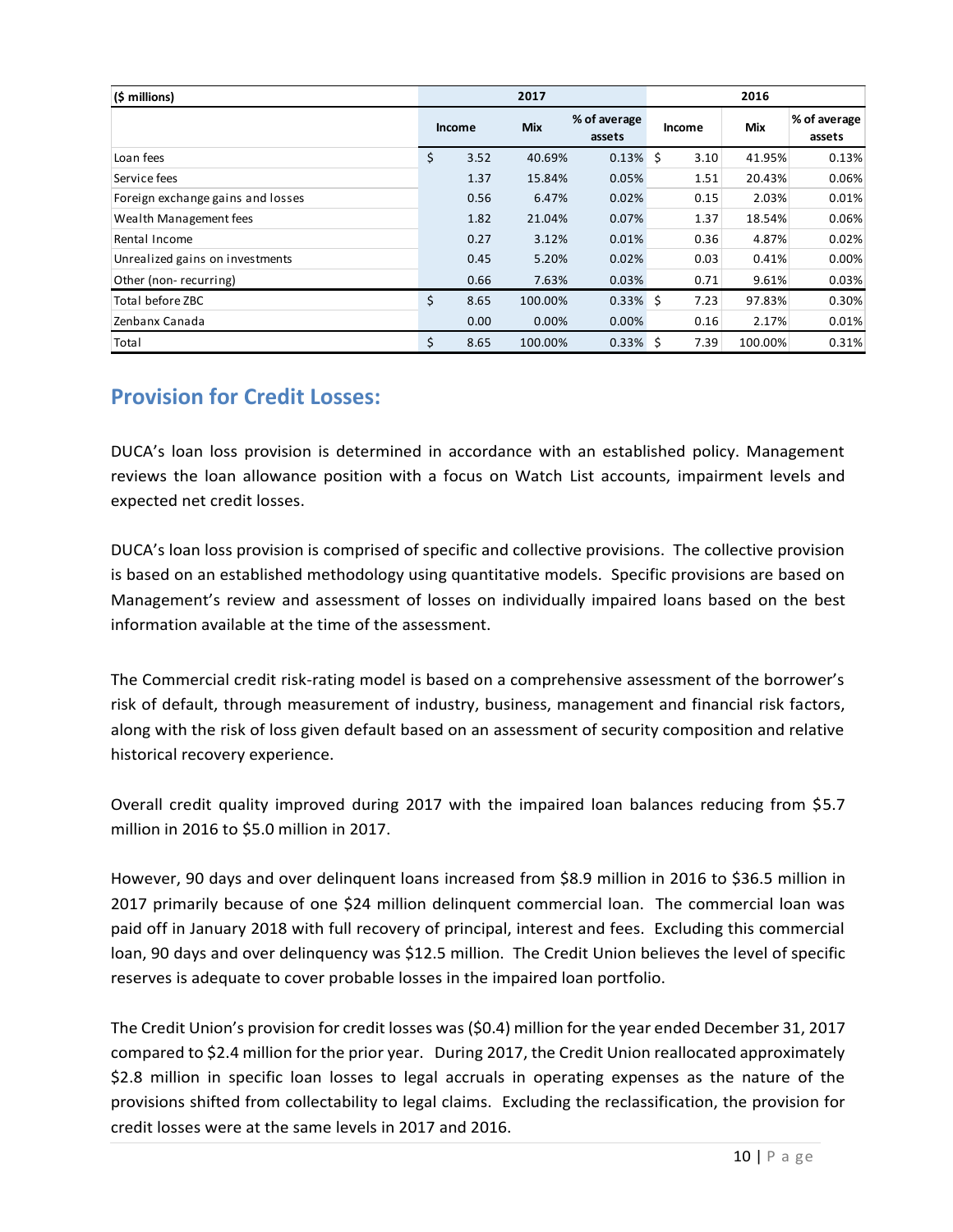| ($ millions) | 2017 | | | 2016 | | |
|---|---|---|---|---|---|---|
| | Income | Mix | % of average assets | Income | Mix | % of average assets |
| Loan fees | $ 3.52 | 40.69% | 0.13% | $ 3.10 | 41.95% | 0.13% |
| Service fees | 1.37 | 15.84% | 0.05% | 1.51 | 20.43% | 0.06% |
| Foreign exchange gains and losses | 0.56 | 6.47% | 0.02% | 0.15 | 2.03% | 0.01% |
| Wealth Management fees | 1.82 | 21.04% | 0.07% | 1.37 | 18.54% | 0.06% |
| Rental Income | 0.27 | 3.12% | 0.01% | 0.36 | 4.87% | 0.02% |
| Unrealized gains on investments | 0.45 | 5.20% | 0.02% | 0.03 | 0.41% | 0.00% |
| Other (non- recurring) | 0.66 | 7.63% | 0.03% | 0.71 | 9.61% | 0.03% |
| Total before ZBC | $ 8.65 | 100.00% | 0.33% | $ 7.23 | 97.83% | 0.30% |
| Zenbanx Canada | 0.00 | 0.00% | 0.00% | 0.16 | 2.17% | 0.01% |
| Total | $ 8.65 | 100.00% | 0.33% | $ 7.39 | 100.00% | 0.31% |

## Provision for Credit Losses:

DUCA's loan loss provision is determined in accordance with an established policy. Management reviews the loan allowance position with a focus on Watch List accounts, impairment levels and expected net credit losses.

DUCA's loan loss provision is comprised of specific and collective provisions. The collective provision is based on an established methodology using quantitative models. Specific provisions are based on Management's review and assessment of losses on individually impaired loans based on the best information available at the time of the assessment.

The Commercial credit risk-rating model is based on a comprehensive assessment of the borrower's risk of default, through measurement of industry, business, management and financial risk factors, along with the risk of loss given default based on an assessment of security composition and relative historical recovery experience.

Overall credit quality improved during 2017 with the impaired loan balances reducing from $5.7 million in 2016 to $5.0 million in 2017.

However, 90 days and over delinquent loans increased from $8.9 million in 2016 to $36.5 million in 2017 primarily because of one $24 million delinquent commercial loan. The commercial loan was paid off in January 2018 with full recovery of principal, interest and fees. Excluding this commercial loan, 90 days and over delinquency was $12.5 million. The Credit Union believes the level of specific reserves is adequate to cover probable losses in the impaired loan portfolio.

The Credit Union's provision for credit losses was ($0.4) million for the year ended December 31, 2017 compared to $2.4 million for the prior year. During 2017, the Credit Union reallocated approximately $2.8 million in specific loan losses to legal accruals in operating expenses as the nature of the provisions shifted from collectability to legal claims. Excluding the reclassification, the provision for credit losses were at the same levels in 2017 and 2016.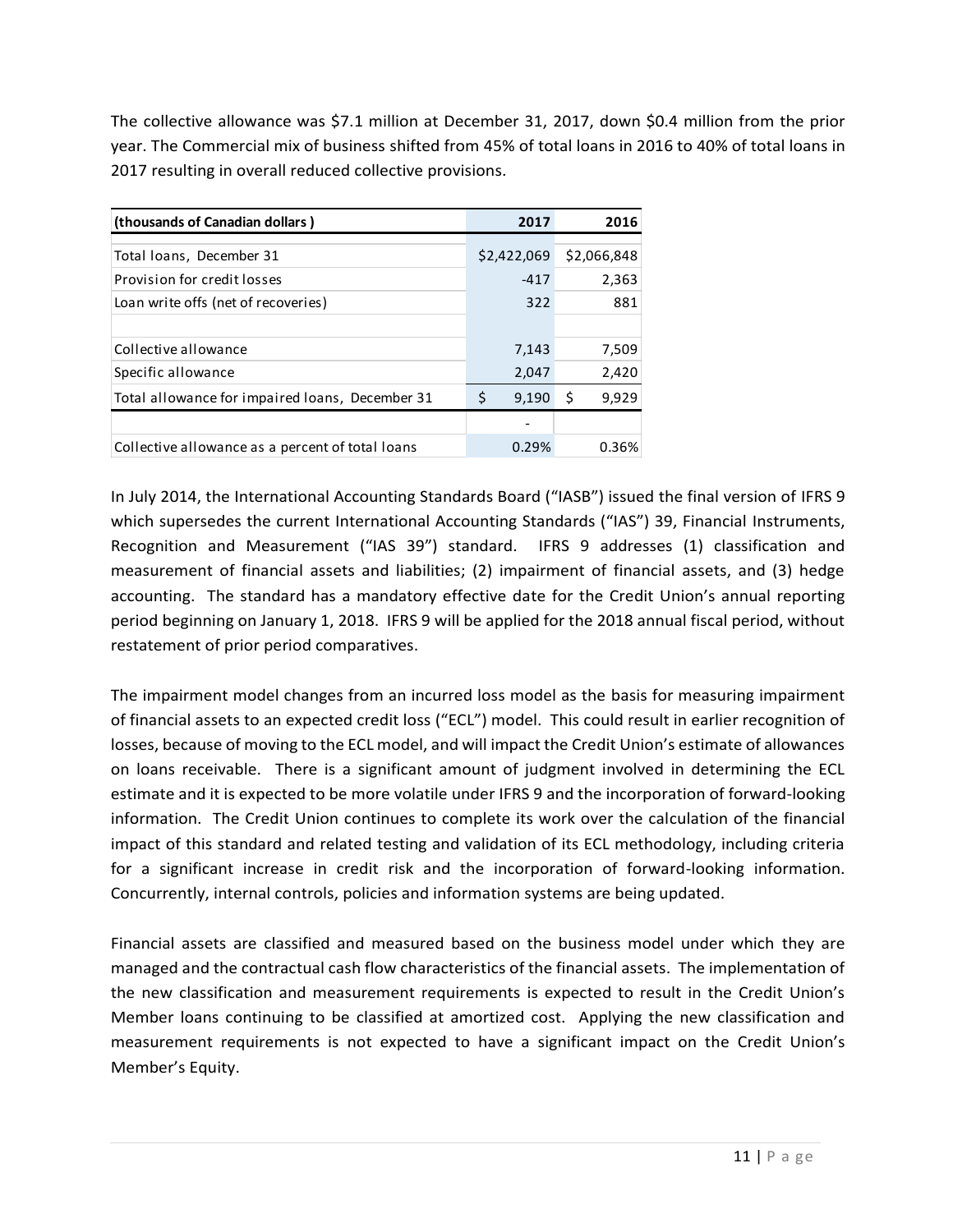The collective allowance was $7.1 million at December 31, 2017, down $0.4 million from the prior year. The Commercial mix of business shifted from 45% of total loans in 2016 to 40% of total loans in 2017 resulting in overall reduced collective provisions.

| (thousands of Canadian dollars ) | 2017 | 2016 |
|---|---|---|
| Total loans, December 31 | $2,422,069 | $2,066,848 |
| Provision for credit losses | -417 | 2,363 |
| Loan write offs (net of recoveries) | 322 | 881 |
| | | |
| Collective allowance | 7,143 | 7,509 |
| Specific allowance | 2,047 | 2,420 |
| Total allowance for impaired loans, December 31 | $ 9,190 | $ 9,929 |
| | - | |
| Collective allowance as a percent of total loans | 0.29% | 0.36% |

In July 2014, the International Accounting Standards Board ("IASB") issued the final version of IFRS 9 which supersedes the current International Accounting Standards ("IAS") 39, Financial Instruments, Recognition and Measurement ("IAS 39") standard. IFRS 9 addresses (1) classification and measurement of financial assets and liabilities; (2) impairment of financial assets, and (3) hedge accounting. The standard has a mandatory effective date for the Credit Union's annual reporting period beginning on January 1, 2018. IFRS 9 will be applied for the 2018 annual fiscal period, without restatement of prior period comparatives.

The impairment model changes from an incurred loss model as the basis for measuring impairment of financial assets to an expected credit loss ("ECL") model. This could result in earlier recognition of losses, because of moving to the ECL model, and will impact the Credit Union's estimate of allowances on loans receivable. There is a significant amount of judgment involved in determining the ECL estimate and it is expected to be more volatile under IFRS 9 and the incorporation of forward-looking information. The Credit Union continues to complete its work over the calculation of the financial impact of this standard and related testing and validation of its ECL methodology, including criteria for a significant increase in credit risk and the incorporation of forward-looking information. Concurrently, internal controls, policies and information systems are being updated.

Financial assets are classified and measured based on the business model under which they are managed and the contractual cash flow characteristics of the financial assets. The implementation of the new classification and measurement requirements is expected to result in the Credit Union's Member loans continuing to be classified at amortized cost. Applying the new classification and measurement requirements is not expected to have a significant impact on the Credit Union's Member's Equity.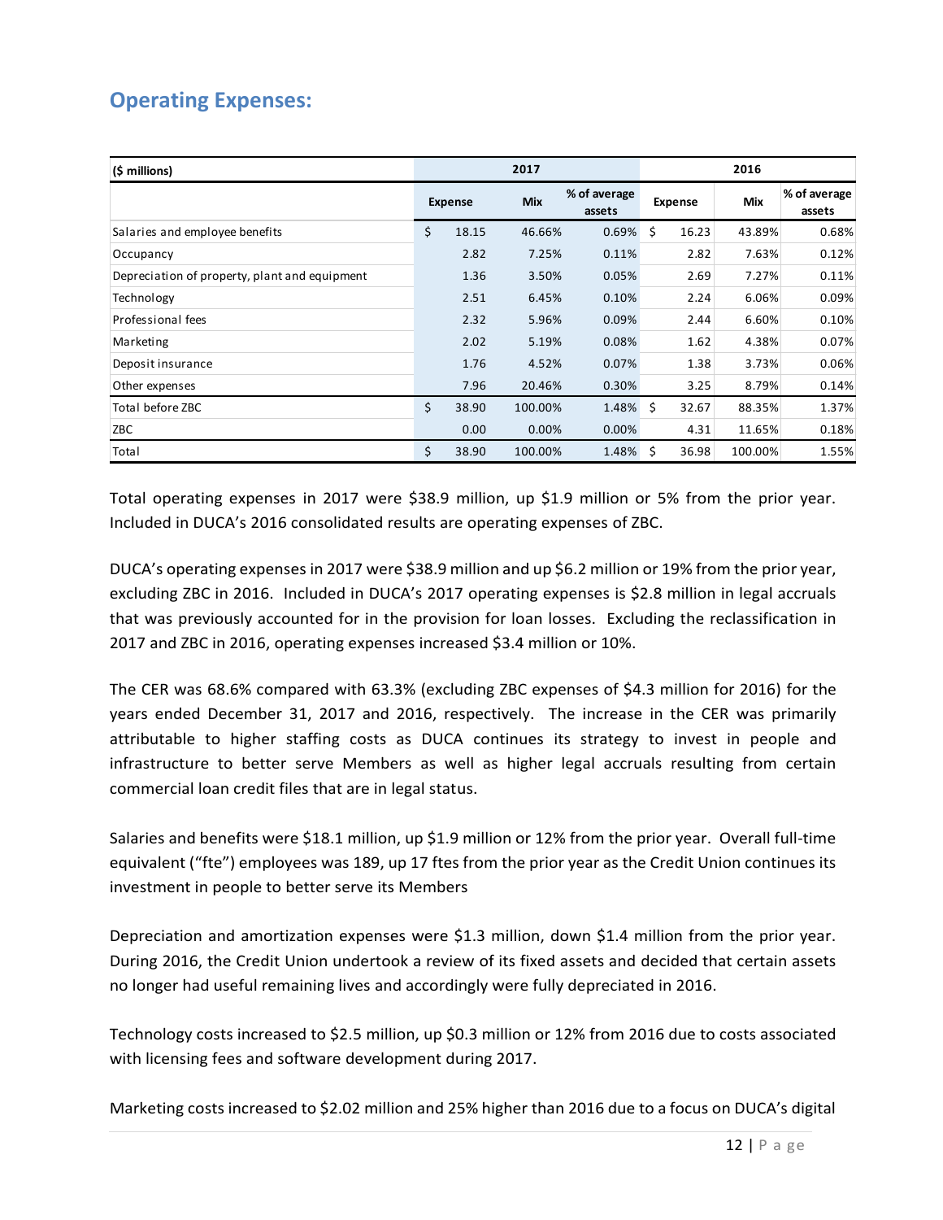## Operating Expenses:

| ($ millions) | 2017 | | | 2016 | | |
|---|---|---|---|---|---|---|
| | Expense | Mix | % of average assets | Expense | Mix | % of average assets |
| Salaries and employee benefits | $ 18.15 | 46.66% | 0.69% | $ 16.23 | 43.89% | 0.68% |
| Occupancy | 2.82 | 7.25% | 0.11% | 2.82 | 7.63% | 0.12% |
| Depreciation of property, plant and equipment | 1.36 | 3.50% | 0.05% | 2.69 | 7.27% | 0.11% |
| Technology | 2.51 | 6.45% | 0.10% | 2.24 | 6.06% | 0.09% |
| Professional fees | 2.32 | 5.96% | 0.09% | 2.44 | 6.60% | 0.10% |
| Marketing | 2.02 | 5.19% | 0.08% | 1.62 | 4.38% | 0.07% |
| Deposit insurance | 1.76 | 4.52% | 0.07% | 1.38 | 3.73% | 0.06% |
| Other expenses | 7.96 | 20.46% | 0.30% | 3.25 | 8.79% | 0.14% |
| Total before ZBC | $ 38.90 | 100.00% | 1.48% | $ 32.67 | 88.35% | 1.37% |
| ZBC | 0.00 | 0.00% | 0.00% | 4.31 | 11.65% | 0.18% |
| Total | $ 38.90 | 100.00% | 1.48% | $ 36.98 | 100.00% | 1.55% |

Total operating expenses in 2017 were $38.9 million, up $1.9 million or 5% from the prior year. Included in DUCA's 2016 consolidated results are operating expenses of ZBC.

DUCA's operating expenses in 2017 were $38.9 million and up $6.2 million or 19% from the prior year, excluding ZBC in 2016. Included in DUCA's 2017 operating expenses is $2.8 million in legal accruals that was previously accounted for in the provision for loan losses. Excluding the reclassification in 2017 and ZBC in 2016, operating expenses increased $3.4 million or 10%.

The CER was 68.6% compared with 63.3% (excluding ZBC expenses of $4.3 million for 2016) for the years ended December 31, 2017 and 2016, respectively. The increase in the CER was primarily attributable to higher staffing costs as DUCA continues its strategy to invest in people and infrastructure to better serve Members as well as higher legal accruals resulting from certain commercial loan credit files that are in legal status.

Salaries and benefits were $18.1 million, up $1.9 million or 12% from the prior year. Overall full-time equivalent ("fte") employees was 189, up 17 ftes from the prior year as the Credit Union continues its investment in people to better serve its Members

Depreciation and amortization expenses were $1.3 million, down $1.4 million from the prior year. During 2016, the Credit Union undertook a review of its fixed assets and decided that certain assets no longer had useful remaining lives and accordingly were fully depreciated in 2016.

Technology costs increased to $2.5 million, up $0.3 million or 12% from 2016 due to costs associated with licensing fees and software development during 2017.

Marketing costs increased to $2.02 million and 25% higher than 2016 due to a focus on DUCA's digital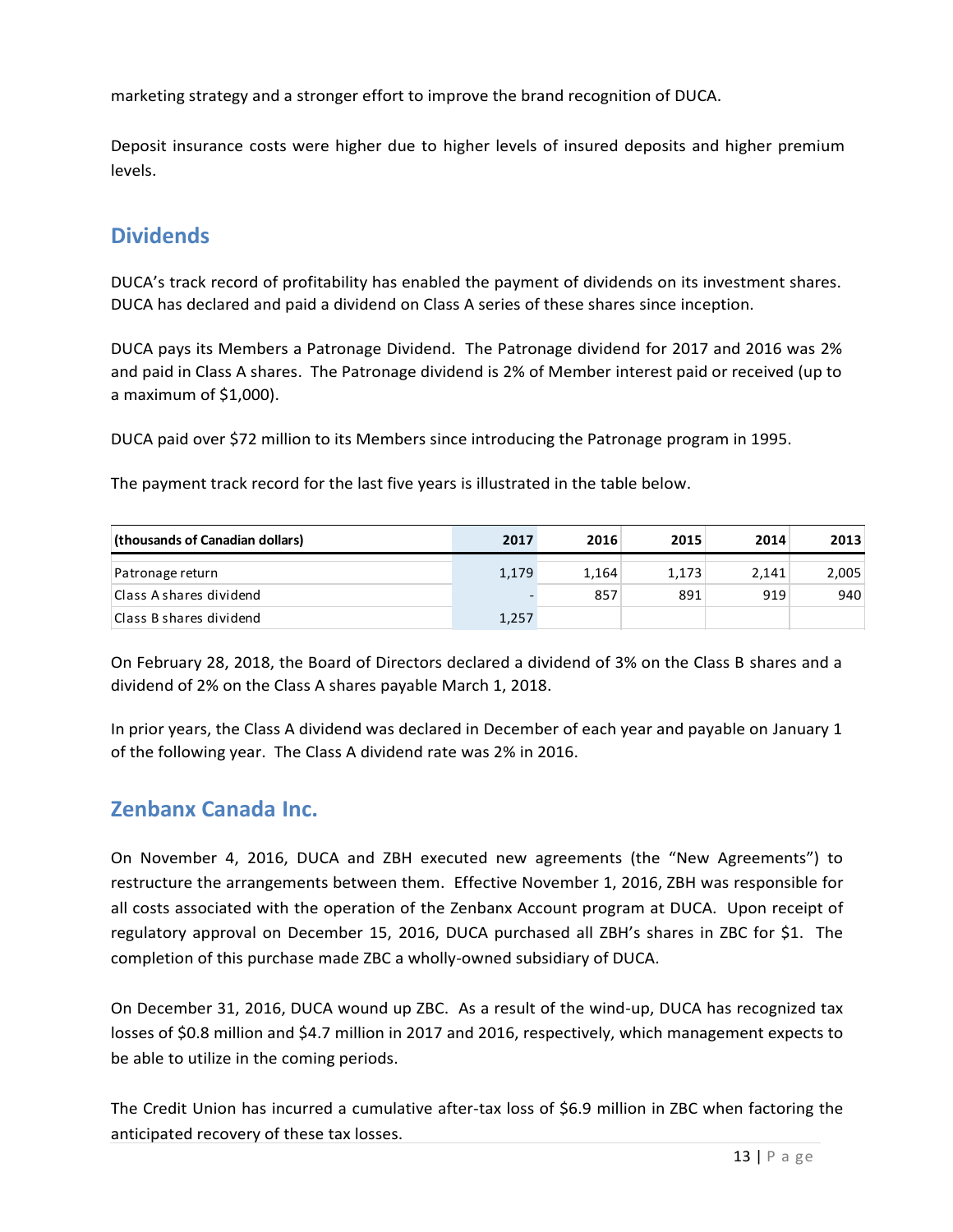marketing strategy and a stronger effort to improve the brand recognition of DUCA.

Deposit insurance costs were higher due to higher levels of insured deposits and higher premium levels.

## Dividends

DUCA's track record of profitability has enabled the payment of dividends on its investment shares. DUCA has declared and paid a dividend on Class A series of these shares since inception.

DUCA pays its Members a Patronage Dividend. The Patronage dividend for 2017 and 2016 was 2% and paid in Class A shares. The Patronage dividend is 2% of Member interest paid or received (up to a maximum of $1,000).

DUCA paid over $72 million to its Members since introducing the Patronage program in 1995.

The payment track record for the last five years is illustrated in the table below.

| (thousands of Canadian dollars) | 2017 | 2016 | 2015 | 2014 | 2013 |
|---|---|---|---|---|---|
| Patronage return | 1,179 | 1,164 | 1,173 | 2,141 | 2,005 |
| Class A shares dividend | - | 857 | 891 | 919 | 940 |
| Class B shares dividend | 1,257 | | | | |

On February 28, 2018, the Board of Directors declared a dividend of 3% on the Class B shares and a dividend of 2% on the Class A shares payable March 1, 2018.

In prior years, the Class A dividend was declared in December of each year and payable on January 1 of the following year. The Class A dividend rate was 2% in 2016.

## Zenbanx Canada Inc.

On November 4, 2016, DUCA and ZBH executed new agreements (the "New Agreements") to restructure the arrangements between them. Effective November 1, 2016, ZBH was responsible for all costs associated with the operation of the Zenbanx Account program at DUCA. Upon receipt of regulatory approval on December 15, 2016, DUCA purchased all ZBH's shares in ZBC for $1. The completion of this purchase made ZBC a wholly-owned subsidiary of DUCA.

On December 31, 2016, DUCA wound up ZBC. As a result of the wind-up, DUCA has recognized tax losses of $0.8 million and $4.7 million in 2017 and 2016, respectively, which management expects to be able to utilize in the coming periods.

The Credit Union has incurred a cumulative after-tax loss of $6.9 million in ZBC when factoring the anticipated recovery of these tax losses.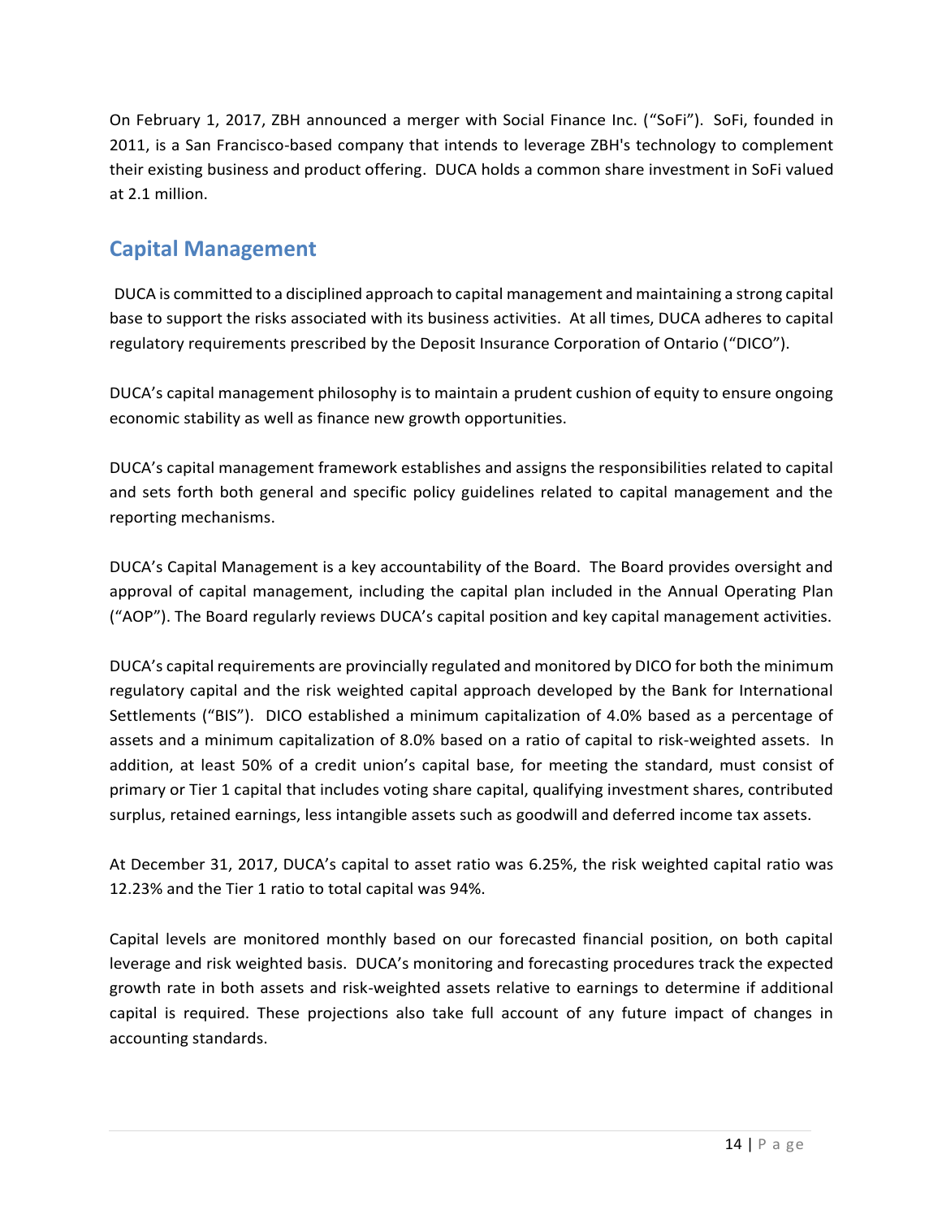On February 1, 2017, ZBH announced a merger with Social Finance Inc. ("SoFi"). SoFi, founded in 2011, is a San Francisco-based company that intends to leverage ZBH's technology to complement their existing business and product offering. DUCA holds a common share investment in SoFi valued at 2.1 million.

## Capital Management

DUCA is committed to a disciplined approach to capital management and maintaining a strong capital base to support the risks associated with its business activities. At all times, DUCA adheres to capital regulatory requirements prescribed by the Deposit Insurance Corporation of Ontario ("DICO").

DUCA's capital management philosophy is to maintain a prudent cushion of equity to ensure ongoing economic stability as well as finance new growth opportunities.

DUCA's capital management framework establishes and assigns the responsibilities related to capital and sets forth both general and specific policy guidelines related to capital management and the reporting mechanisms.

DUCA's Capital Management is a key accountability of the Board. The Board provides oversight and approval of capital management, including the capital plan included in the Annual Operating Plan ("AOP"). The Board regularly reviews DUCA's capital position and key capital management activities.

DUCA's capital requirements are provincially regulated and monitored by DICO for both the minimum regulatory capital and the risk weighted capital approach developed by the Bank for International Settlements ("BIS"). DICO established a minimum capitalization of 4.0% based as a percentage of assets and a minimum capitalization of 8.0% based on a ratio of capital to risk-weighted assets. In addition, at least 50% of a credit union's capital base, for meeting the standard, must consist of primary or Tier 1 capital that includes voting share capital, qualifying investment shares, contributed surplus, retained earnings, less intangible assets such as goodwill and deferred income tax assets.

At December 31, 2017, DUCA's capital to asset ratio was 6.25%, the risk weighted capital ratio was 12.23% and the Tier 1 ratio to total capital was 94%.

Capital levels are monitored monthly based on our forecasted financial position, on both capital leverage and risk weighted basis. DUCA's monitoring and forecasting procedures track the expected growth rate in both assets and risk-weighted assets relative to earnings to determine if additional capital is required. These projections also take full account of any future impact of changes in accounting standards.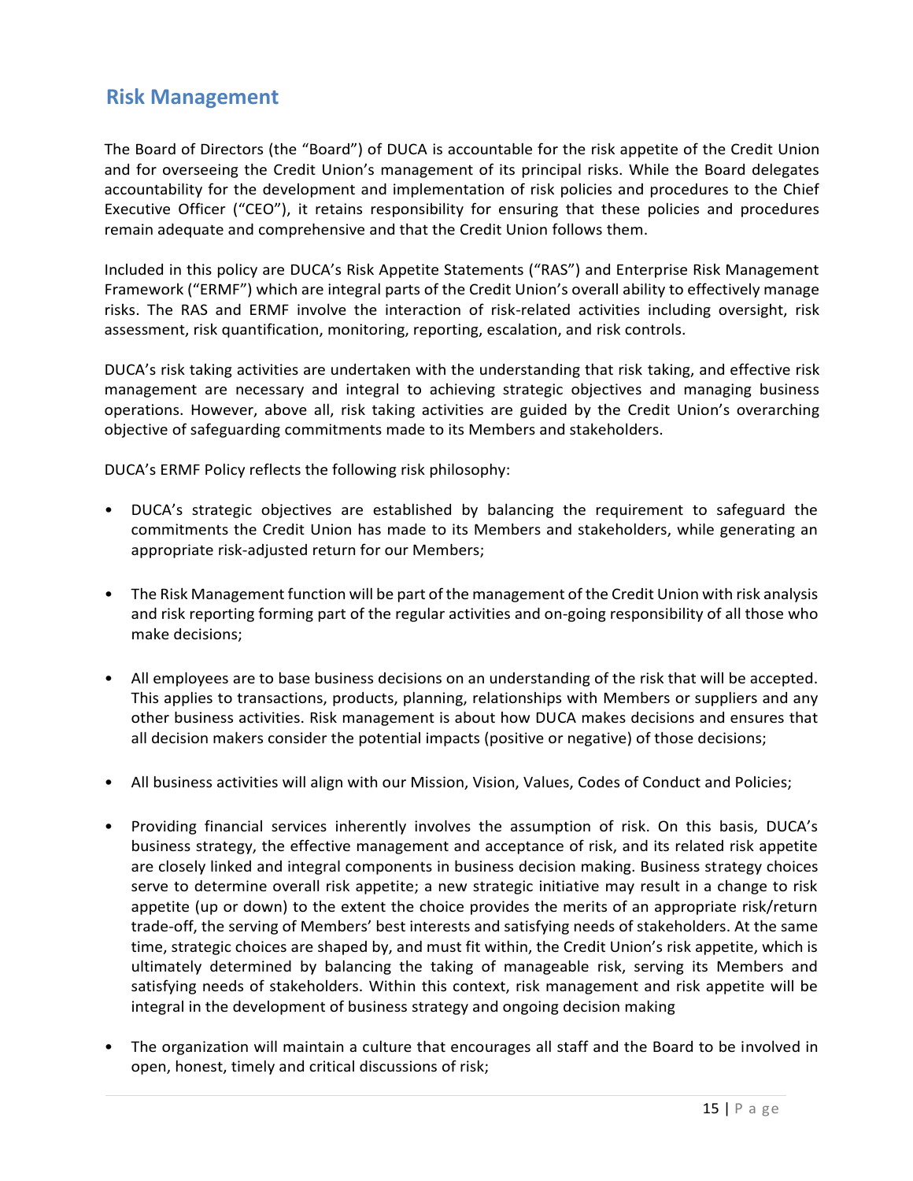## Risk Management

The Board of Directors (the "Board") of DUCA is accountable for the risk appetite of the Credit Union and for overseeing the Credit Union's management of its principal risks. While the Board delegates accountability for the development and implementation of risk policies and procedures to the Chief Executive Officer ("CEO"), it retains responsibility for ensuring that these policies and procedures remain adequate and comprehensive and that the Credit Union follows them.

Included in this policy are DUCA's Risk Appetite Statements ("RAS") and Enterprise Risk Management Framework ("ERMF") which are integral parts of the Credit Union's overall ability to effectively manage risks. The RAS and ERMF involve the interaction of risk-related activities including oversight, risk assessment, risk quantification, monitoring, reporting, escalation, and risk controls.

DUCA's risk taking activities are undertaken with the understanding that risk taking, and effective risk management are necessary and integral to achieving strategic objectives and managing business operations. However, above all, risk taking activities are guided by the Credit Union's overarching objective of safeguarding commitments made to its Members and stakeholders.

DUCA's ERMF Policy reflects the following risk philosophy:

- DUCA's strategic objectives are established by balancing the requirement to safeguard the commitments the Credit Union has made to its Members and stakeholders, while generating an appropriate risk-adjusted return for our Members;

- The Risk Management function will be part of the management of the Credit Union with risk analysis and risk reporting forming part of the regular activities and on-going responsibility of all those who make decisions;

- All employees are to base business decisions on an understanding of the risk that will be accepted. This applies to transactions, products, planning, relationships with Members or suppliers and any other business activities. Risk management is about how DUCA makes decisions and ensures that all decision makers consider the potential impacts (positive or negative) of those decisions;

- All business activities will align with our Mission, Vision, Values, Codes of Conduct and Policies;

- Providing financial services inherently involves the assumption of risk. On this basis, DUCA's business strategy, the effective management and acceptance of risk, and its related risk appetite are closely linked and integral components in business decision making. Business strategy choices serve to determine overall risk appetite; a new strategic initiative may result in a change to risk appetite (up or down) to the extent the choice provides the merits of an appropriate risk/return trade-off, the serving of Members' best interests and satisfying needs of stakeholders. At the same time, strategic choices are shaped by, and must fit within, the Credit Union's risk appetite, which is ultimately determined by balancing the taking of manageable risk, serving its Members and satisfying needs of stakeholders. Within this context, risk management and risk appetite will be integral in the development of business strategy and ongoing decision making

- The organization will maintain a culture that encourages all staff and the Board to be involved in open, honest, timely and critical discussions of risk;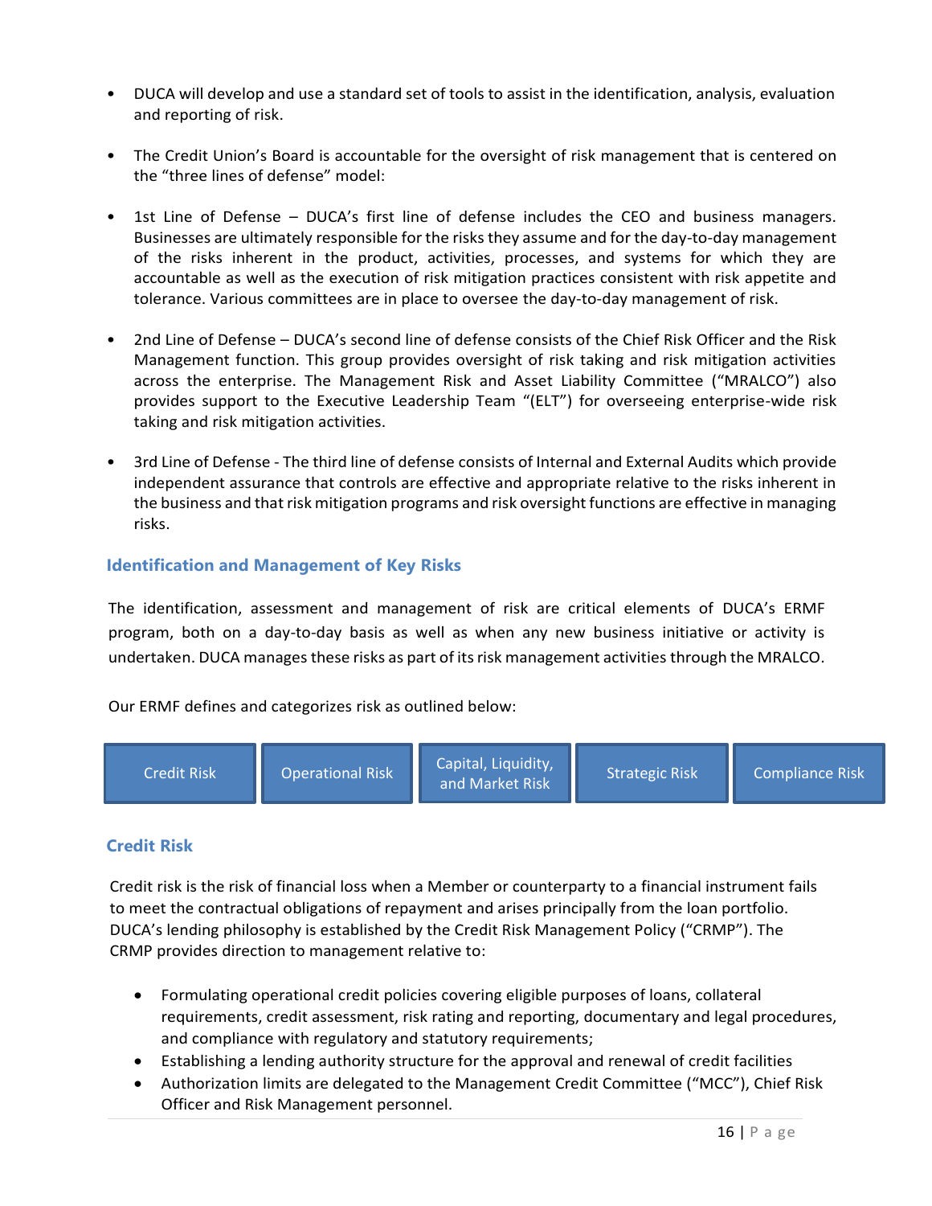- DUCA will develop and use a standard set of tools to assist in the identification, analysis, evaluation and reporting of risk.

- The Credit Union's Board is accountable for the oversight of risk management that is centered on the "three lines of defense" model:

- 1st Line of Defense – DUCA's first line of defense includes the CEO and business managers. Businesses are ultimately responsible for the risks they assume and for the day-to-day management of the risks inherent in the product, activities, processes, and systems for which they are accountable as well as the execution of risk mitigation practices consistent with risk appetite and tolerance. Various committees are in place to oversee the day-to-day management of risk.

- 2nd Line of Defense – DUCA's second line of defense consists of the Chief Risk Officer and the Risk Management function. This group provides oversight of risk taking and risk mitigation activities across the enterprise. The Management Risk and Asset Liability Committee ("MRALCO") also provides support to the Executive Leadership Team "(ELT") for overseeing enterprise-wide risk taking and risk mitigation activities.

- 3rd Line of Defense - The third line of defense consists of Internal and External Audits which provide independent assurance that controls are effective and appropriate relative to the risks inherent in the business and that risk mitigation programs and risk oversight functions are effective in managing risks.

## Identification and Management of Key Risks

The identification, assessment and management of risk are critical elements of DUCA's ERMF program, both on a day-to-day basis as well as when any new business initiative or activity is undertaken. DUCA manages these risks as part of its risk management activities through the MRALCO.

Our ERMF defines and categorizes risk as outlined below:

| Credit Risk | Operational Risk | Capital, Liquidity, and Market Risk | Strategic Risk | Compliance Risk |
|---|---|---|---|---|

## Credit Risk

Credit risk is the risk of financial loss when a Member or counterparty to a financial instrument fails to meet the contractual obligations of repayment and arises principally from the loan portfolio. DUCA's lending philosophy is established by the Credit Risk Management Policy ("CRMP"). The CRMP provides direction to management relative to:

- Formulating operational credit policies covering eligible purposes of loans, collateral requirements, credit assessment, risk rating and reporting, documentary and legal procedures, and compliance with regulatory and statutory requirements;
- Establishing a lending authority structure for the approval and renewal of credit facilities
- Authorization limits are delegated to the Management Credit Committee ("MCC"), Chief Risk Officer and Risk Management personnel.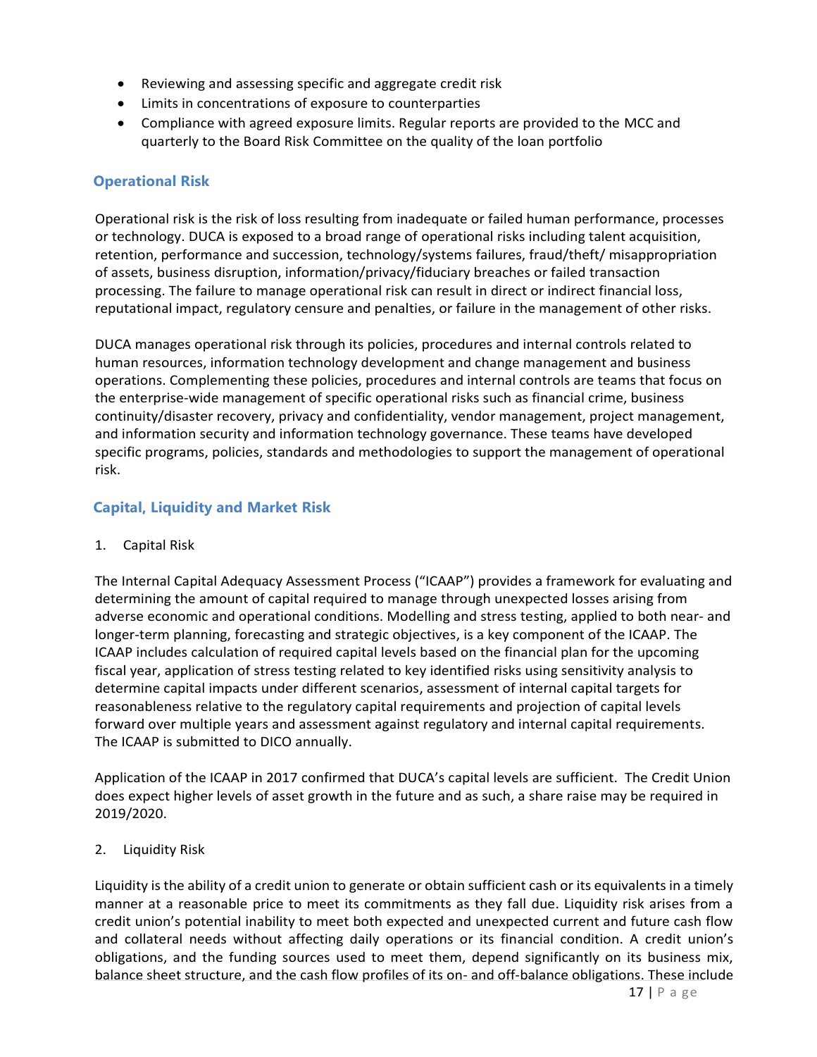- Reviewing and assessing specific and aggregate credit risk
- Limits in concentrations of exposure to counterparties
- Compliance with agreed exposure limits. Regular reports are provided to the MCC and quarterly to the Board Risk Committee on the quality of the loan portfolio

## Operational Risk

Operational risk is the risk of loss resulting from inadequate or failed human performance, processes or technology. DUCA is exposed to a broad range of operational risks including talent acquisition, retention, performance and succession, technology/systems failures, fraud/theft/ misappropriation of assets, business disruption, information/privacy/fiduciary breaches or failed transaction processing. The failure to manage operational risk can result in direct or indirect financial loss, reputational impact, regulatory censure and penalties, or failure in the management of other risks.

DUCA manages operational risk through its policies, procedures and internal controls related to human resources, information technology development and change management and business operations. Complementing these policies, procedures and internal controls are teams that focus on the enterprise-wide management of specific operational risks such as financial crime, business continuity/disaster recovery, privacy and confidentiality, vendor management, project management, and information security and information technology governance. These teams have developed specific programs, policies, standards and methodologies to support the management of operational risk.

## Capital, Liquidity and Market Risk

1. Capital Risk

The Internal Capital Adequacy Assessment Process ("ICAAP") provides a framework for evaluating and determining the amount of capital required to manage through unexpected losses arising from adverse economic and operational conditions. Modelling and stress testing, applied to both near- and longer-term planning, forecasting and strategic objectives, is a key component of the ICAAP. The ICAAP includes calculation of required capital levels based on the financial plan for the upcoming fiscal year, application of stress testing related to key identified risks using sensitivity analysis to determine capital impacts under different scenarios, assessment of internal capital targets for reasonableness relative to the regulatory capital requirements and projection of capital levels forward over multiple years and assessment against regulatory and internal capital requirements. The ICAAP is submitted to DICO annually.

Application of the ICAAP in 2017 confirmed that DUCA's capital levels are sufficient. The Credit Union does expect higher levels of asset growth in the future and as such, a share raise may be required in 2019/2020.

2. Liquidity Risk

Liquidity is the ability of a credit union to generate or obtain sufficient cash or its equivalents in a timely manner at a reasonable price to meet its commitments as they fall due. Liquidity risk arises from a credit union's potential inability to meet both expected and unexpected current and future cash flow and collateral needs without affecting daily operations or its financial condition. A credit union's obligations, and the funding sources used to meet them, depend significantly on its business mix, balance sheet structure, and the cash flow profiles of its on- and off-balance obligations. These include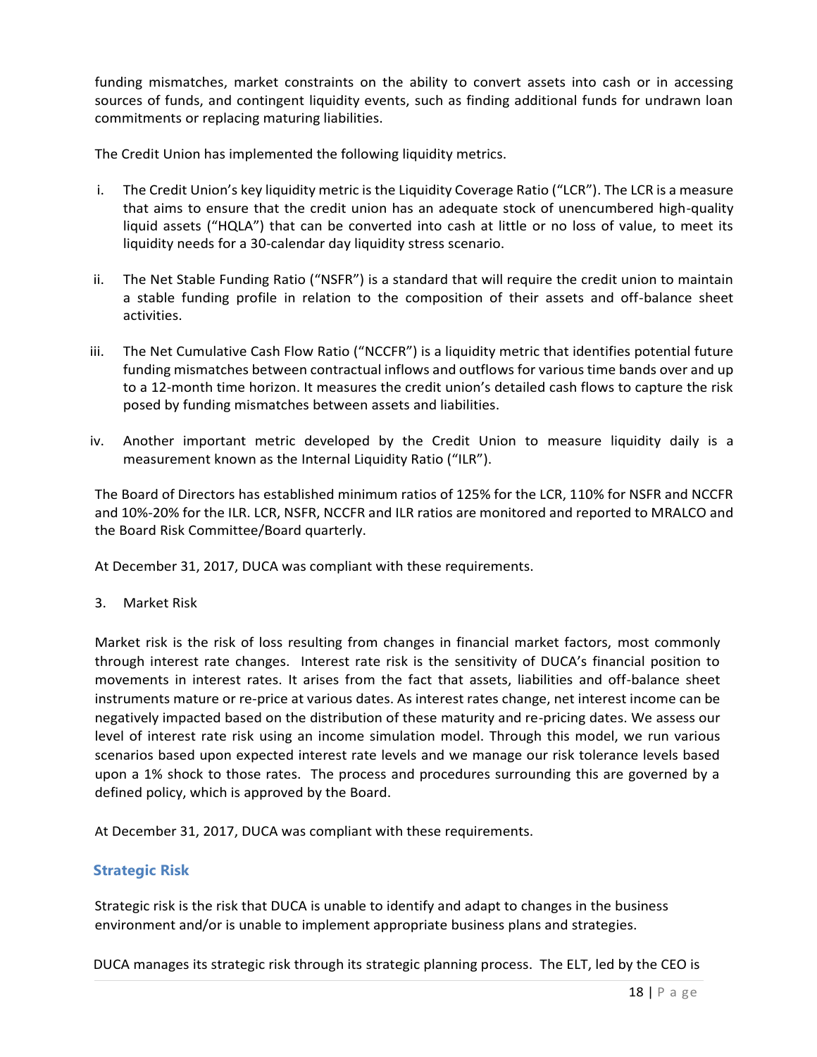funding mismatches, market constraints on the ability to convert assets into cash or in accessing sources of funds, and contingent liquidity events, such as finding additional funds for undrawn loan commitments or replacing maturing liabilities.

The Credit Union has implemented the following liquidity metrics.

i. The Credit Union's key liquidity metric is the Liquidity Coverage Ratio ("LCR"). The LCR is a measure that aims to ensure that the credit union has an adequate stock of unencumbered high-quality liquid assets ("HQLA") that can be converted into cash at little or no loss of value, to meet its liquidity needs for a 30-calendar day liquidity stress scenario.

ii. The Net Stable Funding Ratio ("NSFR") is a standard that will require the credit union to maintain a stable funding profile in relation to the composition of their assets and off-balance sheet activities.

iii. The Net Cumulative Cash Flow Ratio ("NCCFR") is a liquidity metric that identifies potential future funding mismatches between contractual inflows and outflows for various time bands over and up to a 12-month time horizon. It measures the credit union's detailed cash flows to capture the risk posed by funding mismatches between assets and liabilities.

iv. Another important metric developed by the Credit Union to measure liquidity daily is a measurement known as the Internal Liquidity Ratio ("ILR").

The Board of Directors has established minimum ratios of 125% for the LCR, 110% for NSFR and NCCFR and 10%-20% for the ILR. LCR, NSFR, NCCFR and ILR ratios are monitored and reported to MRALCO and the Board Risk Committee/Board quarterly.

At December 31, 2017, DUCA was compliant with these requirements.

3. Market Risk

Market risk is the risk of loss resulting from changes in financial market factors, most commonly through interest rate changes. Interest rate risk is the sensitivity of DUCA's financial position to movements in interest rates. It arises from the fact that assets, liabilities and off-balance sheet instruments mature or re-price at various dates. As interest rates change, net interest income can be negatively impacted based on the distribution of these maturity and re-pricing dates. We assess our level of interest rate risk using an income simulation model. Through this model, we run various scenarios based upon expected interest rate levels and we manage our risk tolerance levels based upon a 1% shock to those rates. The process and procedures surrounding this are governed by a defined policy, which is approved by the Board.

At December 31, 2017, DUCA was compliant with these requirements.

## Strategic Risk

Strategic risk is the risk that DUCA is unable to identify and adapt to changes in the business environment and/or is unable to implement appropriate business plans and strategies.

DUCA manages its strategic risk through its strategic planning process. The ELT, led by the CEO is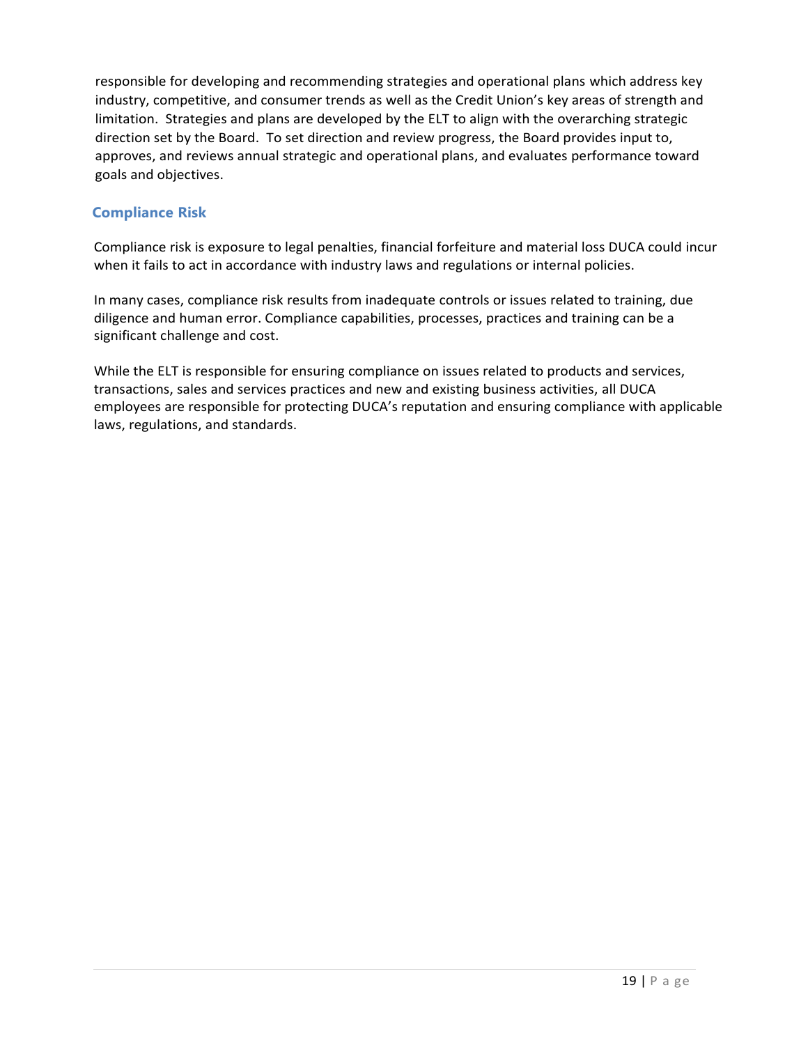responsible for developing and recommending strategies and operational plans which address key industry, competitive, and consumer trends as well as the Credit Union's key areas of strength and limitation. Strategies and plans are developed by the ELT to align with the overarching strategic direction set by the Board. To set direction and review progress, the Board provides input to, approves, and reviews annual strategic and operational plans, and evaluates performance toward goals and objectives.

## Compliance Risk

Compliance risk is exposure to legal penalties, financial forfeiture and material loss DUCA could incur when it fails to act in accordance with industry laws and regulations or internal policies.

In many cases, compliance risk results from inadequate controls or issues related to training, due diligence and human error. Compliance capabilities, processes, practices and training can be a significant challenge and cost.

While the ELT is responsible for ensuring compliance on issues related to products and services, transactions, sales and services practices and new and existing business activities, all DUCA employees are responsible for protecting DUCA's reputation and ensuring compliance with applicable laws, regulations, and standards.